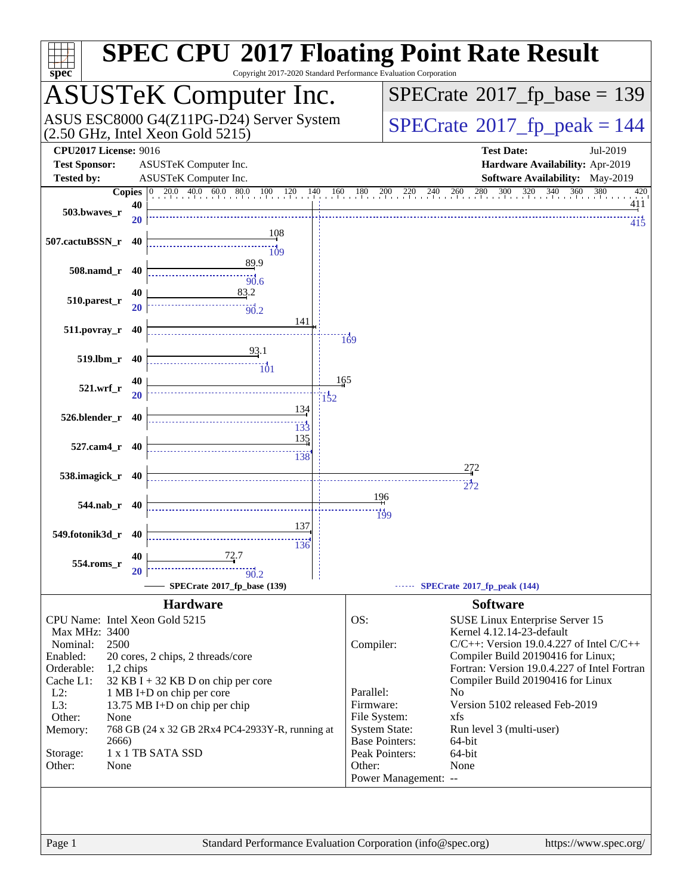# SPEC CPU 2017 Floating Point Rate Result

Copyright 2017-2020 Standard Performance Evaluation Corporation

## ASUSTeK Computer Inc.

ASUS ESC8000 G4(Z11PG-D24) Server System (2.50 GHz, Intel Xeon Gold 5215)

**SPECrate 2017_fp_base = 139**

**SPECrate 2017_fp_peak = 144**

| | | | |
|---|---|---|---|
| **CPU2017 License:** 9016 | | **Test Date:** | Jul-2019 |
| **Test Sponsor:** | ASUSTeK Computer Inc. | **Hardware Availability:** | Apr-2019 |
| **Tested by:** | ASUSTeK Computer Inc. | **Software Availability:** | May-2019 |

| Benchmark | Copies (base) | Base | Copies (peak) | Peak |
|---|---|---|---|---|
| 503.bwaves_r | 40 | 411 | 20 | 415 |
| 507.cactuBSSN_r | 40 | 108 | 40 | 109 |
| 508.namd_r | 40 | 89.9 | 40 | 90.6 |
| 510.parest_r | 40 | 83.2 | 20 | 90.2 |
| 511.povray_r | 40 | 141 | 40 | 169 |
| 519.lbm_r | 40 | 93.1 | 40 | 101 |
| 521.wrf_r | 40 | 165 | 20 | 152 |
| 526.blender_r | 40 | 134 | 40 | 133 |
| 527.cam4_r | 40 | 135 | 40 | 138 |
| 538.imagick_r | 40 | 272 | 40 | 272 |
| 544.nab_r | 40 | 196 | 40 | 199 |
| 549.fotonik3d_r | 40 | 137 | 40 | 136 |
| 554.roms_r | 40 | 72.7 | 20 | 90.2 |

SPECrate 2017_fp_base (139) — SPECrate 2017_fp_peak (144)

### Hardware

| | |
|---|---|
| CPU Name: | Intel Xeon Gold 5215 |
| Max MHz: | 3400 |
| Nominal: | 2500 |
| Enabled: | 20 cores, 2 chips, 2 threads/core |
| Orderable: | 1,2 chips |
| Cache L1: | 32 KB I + 32 KB D on chip per core |
| L2: | 1 MB I+D on chip per core |
| L3: | 13.75 MB I+D on chip per chip |
| Other: | None |
| Memory: | 768 GB (24 x 32 GB 2Rx4 PC4-2933Y-R, running at 2666) |
| Storage: | 1 x 1 TB SATA SSD |
| Other: | None |

### Software

| | |
|---|---|
| OS: | SUSE Linux Enterprise Server 15 Kernel 4.12.14-23-default |
| Compiler: | C/C++: Version 19.0.4.227 of Intel C/C++ Compiler Build 20190416 for Linux; Fortran: Version 19.0.4.227 of Intel Fortran Compiler Build 20190416 for Linux |
| Parallel: | No |
| Firmware: | Version 5102 released Feb-2019 |
| File System: | xfs |
| System State: | Run level 3 (multi-user) |
| Base Pointers: | 64-bit |
| Peak Pointers: | 64-bit |
| Other: | None |
| Power Management: | -- |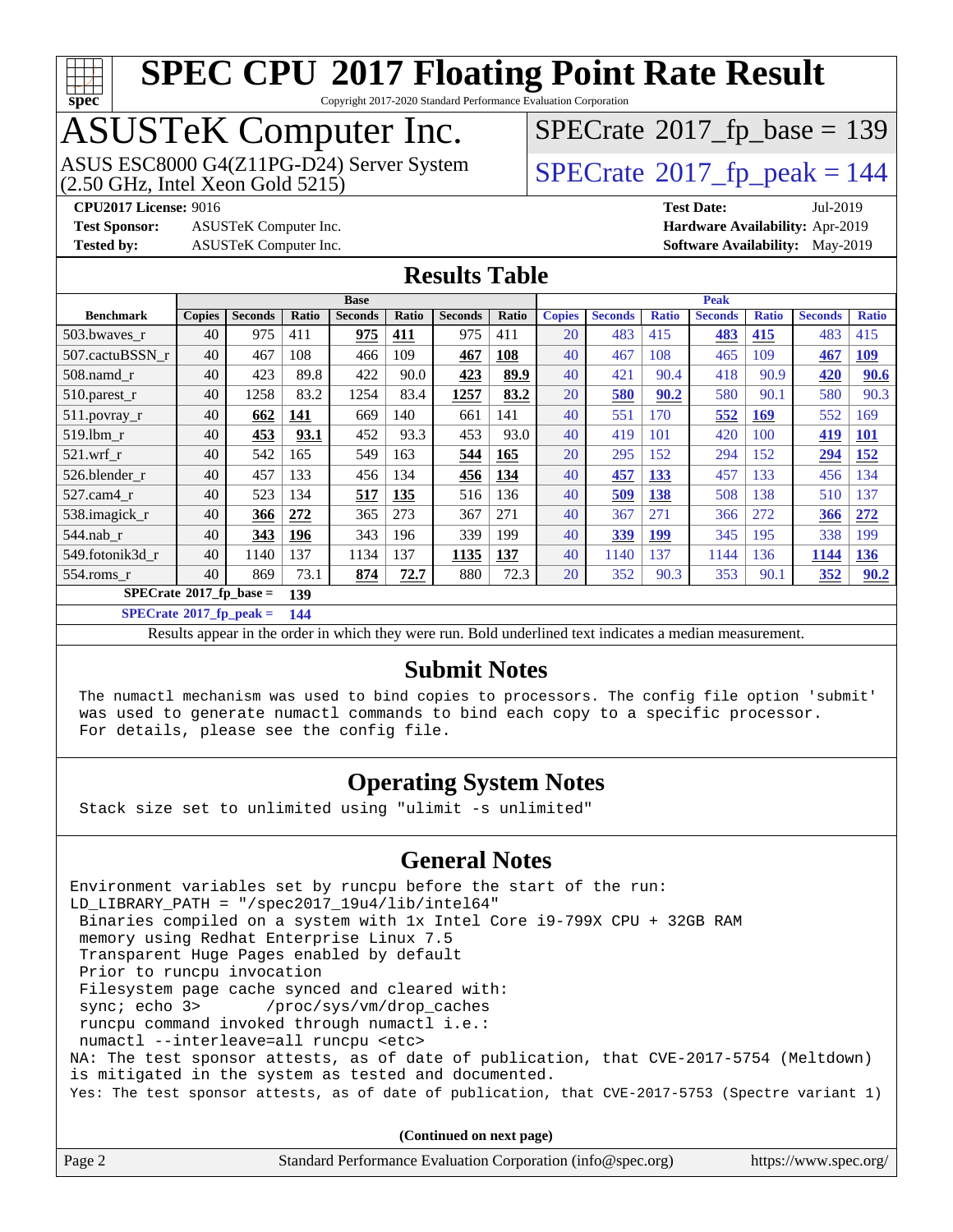# SPEC CPU 2017 Floating Point Rate Result

Copyright 2017-2020 Standard Performance Evaluation Corporation

## ASUSTeK Computer Inc.

ASUS ESC8000 G4(Z11PG-D24) Server System
(2.50 GHz, Intel Xeon Gold 5215)

SPECrate 2017_fp_base = 139

SPECrate 2017_fp_peak = 144

**CPU2017 License:** 9016
**Test Sponsor:** ASUSTeK Computer Inc.
**Tested by:** ASUSTeK Computer Inc.
**Test Date:** Jul-2019
**Hardware Availability:** Apr-2019
**Software Availability:** May-2019

## Results Table

| Benchmark | Base | | | | | | | Peak | | | | | | |
|---|---|---|---|---|---|---|---|---|---|---|---|---|---|---|
| | Copies | Seconds | Ratio | Seconds | Ratio | Seconds | Ratio | Copies | Seconds | Ratio | Seconds | Ratio | Seconds | Ratio |
| 503.bwaves_r | 40 | 975 | 411 | **975** | **411** | 975 | 411 | 20 | 483 | 415 | **483** | **415** | 483 | 415 |
| 507.cactuBSSN_r | 40 | 467 | 108 | 466 | 109 | **467** | **108** | 40 | 467 | 108 | 465 | 109 | **467** | **109** |
| 508.namd_r | 40 | 423 | 89.8 | 422 | 90.0 | **423** | **89.9** | 40 | 421 | 90.4 | 418 | 90.9 | **420** | **90.6** |
| 510.parest_r | 40 | 1258 | 83.2 | 1254 | 83.4 | **1257** | **83.2** | 20 | **580** | **90.2** | 580 | 90.1 | 580 | 90.3 |
| 511.povray_r | 40 | **662** | **141** | 669 | 140 | 661 | 141 | 40 | 551 | 170 | **552** | **169** | 552 | 169 |
| 519.lbm_r | 40 | **453** | **93.1** | 452 | 93.3 | 453 | 93.0 | 40 | 419 | 101 | 420 | 100 | **419** | **101** |
| 521.wrf_r | 40 | 542 | 165 | 549 | 163 | **544** | **165** | 20 | 295 | 152 | 294 | 152 | **294** | **152** |
| 526.blender_r | 40 | 457 | 133 | 456 | 134 | **456** | **134** | 40 | **457** | **133** | 457 | 133 | 456 | 134 |
| 527.cam4_r | 40 | 523 | 134 | **517** | **135** | 516 | 136 | 40 | **509** | **138** | 508 | 138 | 510 | 137 |
| 538.imagick_r | 40 | **366** | **272** | 365 | 273 | 367 | 271 | 40 | 367 | 271 | 366 | 272 | **366** | **272** |
| 544.nab_r | 40 | **343** | **196** | 343 | 196 | 339 | 199 | 40 | **339** | **199** | 345 | 195 | 338 | 199 |
| 549.fotonik3d_r | 40 | 1140 | 137 | 1134 | 137 | **1135** | **137** | 40 | 1140 | 137 | 1144 | 136 | **1144** | **136** |
| 554.roms_r | 40 | 869 | 73.1 | **874** | **72.7** | 880 | 72.3 | 20 | 352 | 90.3 | 353 | 90.1 | **352** | **90.2** |

**SPECrate 2017_fp_base = 139**

**SPECrate 2017_fp_peak = 144**

Results appear in the order in which they were run. Bold underlined text indicates a median measurement.

## Submit Notes

```
The numactl mechanism was used to bind copies to processors. The config file option 'submit'
was used to generate numactl commands to bind each copy to a specific processor.
For details, please see the config file.
```

## Operating System Notes

```
Stack size set to unlimited using "ulimit -s unlimited"
```

## General Notes

```
Environment variables set by runcpu before the start of the run:
LD_LIBRARY_PATH = "/spec2017_19u4/lib/intel64"
 Binaries compiled on a system with 1x Intel Core i9-799X CPU + 32GB RAM
 memory using Redhat Enterprise Linux 7.5
 Transparent Huge Pages enabled by default
 Prior to runcpu invocation
 Filesystem page cache synced and cleared with:
 sync; echo 3>       /proc/sys/vm/drop_caches
 runcpu command invoked through numactl i.e.:
 numactl --interleave=all runcpu <etc>
NA: The test sponsor attests, as of date of publication, that CVE-2017-5754 (Meltdown)
is mitigated in the system as tested and documented.
Yes: The test sponsor attests, as of date of publication, that CVE-2017-5753 (Spectre variant 1)
```

**(Continued on next page)**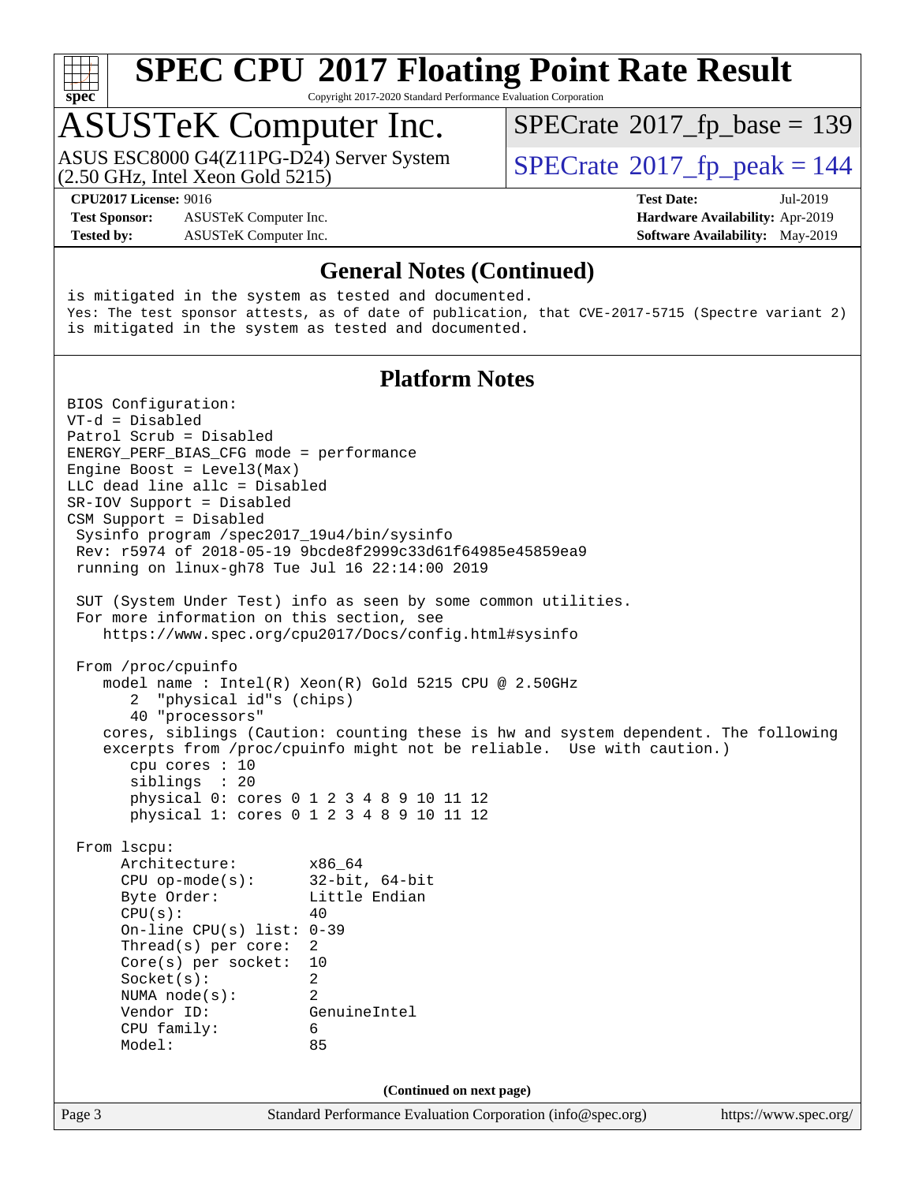# SPEC CPU 2017 Floating Point Rate Result

Copyright 2017-2020 Standard Performance Evaluation Corporation

## ASUSTeK Computer Inc.

ASUS ESC8000 G4(Z11PG-D24) Server System
(2.50 GHz, Intel Xeon Gold 5215)

SPECrate 2017_fp_base = 139

SPECrate 2017_fp_peak = 144

**CPU2017 License:** 9016
**Test Sponsor:** ASUSTeK Computer Inc.
**Tested by:** ASUSTeK Computer Inc.

**Test Date:** Jul-2019
**Hardware Availability:** Apr-2019
**Software Availability:** May-2019

### General Notes (Continued)

```
is mitigated in the system as tested and documented.
Yes: The test sponsor attests, as of date of publication, that CVE-2017-5715 (Spectre variant 2)
is mitigated in the system as tested and documented.
```

### Platform Notes

```
BIOS Configuration:
VT-d = Disabled
Patrol Scrub = Disabled
ENERGY_PERF_BIAS_CFG mode = performance
Engine Boost = Level3(Max)
LLC dead line allc = Disabled
SR-IOV Support = Disabled
CSM Support = Disabled
 Sysinfo program /spec2017_19u4/bin/sysinfo
 Rev: r5974 of 2018-05-19 9bcde8f2999c33d61f64985e45859ea9
 running on linux-gh78 Tue Jul 16 22:14:00 2019

 SUT (System Under Test) info as seen by some common utilities.
 For more information on this section, see
    https://www.spec.org/cpu2017/Docs/config.html#sysinfo

 From /proc/cpuinfo
    model name : Intel(R) Xeon(R) Gold 5215 CPU @ 2.50GHz
       2  "physical id"s (chips)
       40 "processors"
    cores, siblings (Caution: counting these is hw and system dependent. The following
    excerpts from /proc/cpuinfo might not be reliable.  Use with caution.)
       cpu cores : 10
       siblings  : 20
       physical 0: cores 0 1 2 3 4 8 9 10 11 12
       physical 1: cores 0 1 2 3 4 8 9 10 11 12

 From lscpu:
      Architecture:        x86_64
      CPU op-mode(s):      32-bit, 64-bit
      Byte Order:          Little Endian
      CPU(s):              40
      On-line CPU(s) list: 0-39
      Thread(s) per core:  2
      Core(s) per socket:  10
      Socket(s):           2
      NUMA node(s):        2
      Vendor ID:           GenuineIntel
      CPU family:          6
      Model:               85
```

(Continued on next page)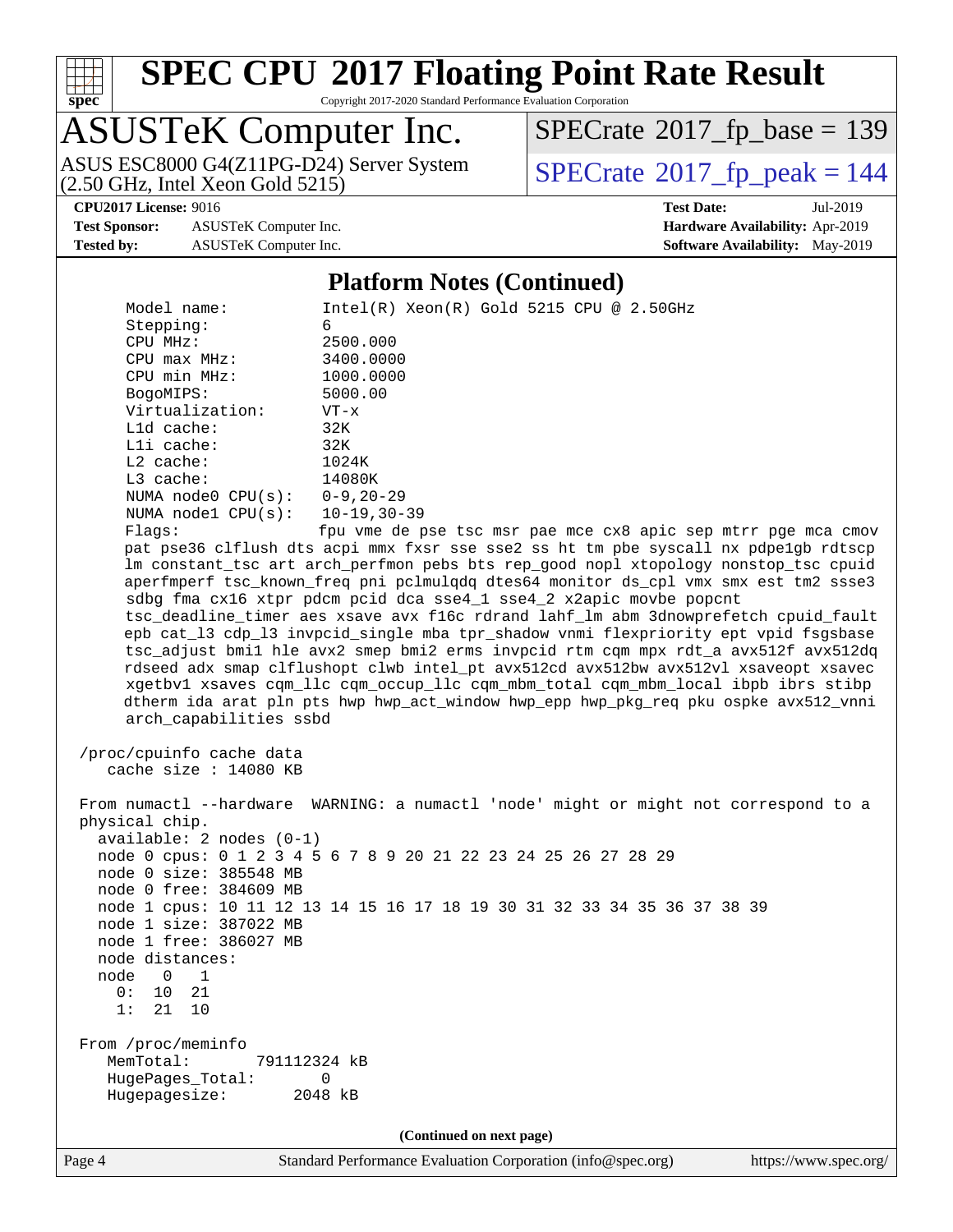# SPEC CPU 2017 Floating Point Rate Result

Copyright 2017-2020 Standard Performance Evaluation Corporation

## ASUSTeK Computer Inc.

ASUS ESC8000 G4(Z11PG-D24) Server System (2.50 GHz, Intel Xeon Gold 5215)

SPECrate 2017_fp_base = 139

SPECrate 2017_fp_peak = 144

**CPU2017 License:** 9016
**Test Sponsor:** ASUSTeK Computer Inc.
**Tested by:** ASUSTeK Computer Inc.

**Test Date:** Jul-2019
**Hardware Availability:** Apr-2019
**Software Availability:** May-2019

### Platform Notes (Continued)

```
     Model name:          Intel(R) Xeon(R) Gold 5215 CPU @ 2.50GHz
     Stepping:            6
     CPU MHz:             2500.000
     CPU max MHz:         3400.0000
     CPU min MHz:         1000.0000
     BogoMIPS:            5000.00
     Virtualization:      VT-x
     L1d cache:           32K
     L1i cache:           32K
     L2 cache:            1024K
     L3 cache:            14080K
     NUMA node0 CPU(s):   0-9,20-29
     NUMA node1 CPU(s):   10-19,30-39
     Flags:               fpu vme de pse tsc msr pae mce cx8 apic sep mtrr pge mca cmov
     pat pse36 clflush dts acpi mmx fxsr sse sse2 ss ht tm pbe syscall nx pdpe1gb rdtscp
     lm constant_tsc art arch_perfmon pebs bts rep_good nopl xtopology nonstop_tsc cpuid
     aperfmperf tsc_known_freq pni pclmulqdq dtes64 monitor ds_cpl vmx smx est tm2 ssse3
     sdbg fma cx16 xtpr pdcm pcid dca sse4_1 sse4_2 x2apic movbe popcnt
     tsc_deadline_timer aes xsave avx f16c rdrand lahf_lm abm 3dnowprefetch cpuid_fault
     epb cat_l3 cdp_l3 invpcid_single mba tpr_shadow vnmi flexpriority ept vpid fsgsbase
     tsc_adjust bmi1 hle avx2 smep bmi2 erms invpcid rtm cqm mpx rdt_a avx512f avx512dq
     rdseed adx smap clflushopt clwb intel_pt avx512cd avx512bw avx512vl xsaveopt xsavec
     xgetbv1 xsaves cqm_llc cqm_occup_llc cqm_mbm_total cqm_mbm_local ibpb ibrs stibp
     dtherm ida arat pln pts hwp hwp_act_window hwp_epp hwp_pkg_req pku ospke avx512_vnni
     arch_capabilities ssbd

 /proc/cpuinfo cache data
    cache size : 14080 KB

 From numactl --hardware  WARNING: a numactl 'node' might or might not correspond to a
 physical chip.
   available: 2 nodes (0-1)
   node 0 cpus: 0 1 2 3 4 5 6 7 8 9 20 21 22 23 24 25 26 27 28 29
   node 0 size: 385548 MB
   node 0 free: 384609 MB
   node 1 cpus: 10 11 12 13 14 15 16 17 18 19 30 31 32 33 34 35 36 37 38 39
   node 1 size: 387022 MB
   node 1 free: 386027 MB
   node distances:
   node   0   1
     0:  10  21
     1:  21  10

 From /proc/meminfo
    MemTotal:       791112324 kB
    HugePages_Total:       0
    Hugepagesize:       2048 kB
```

**(Continued on next page)**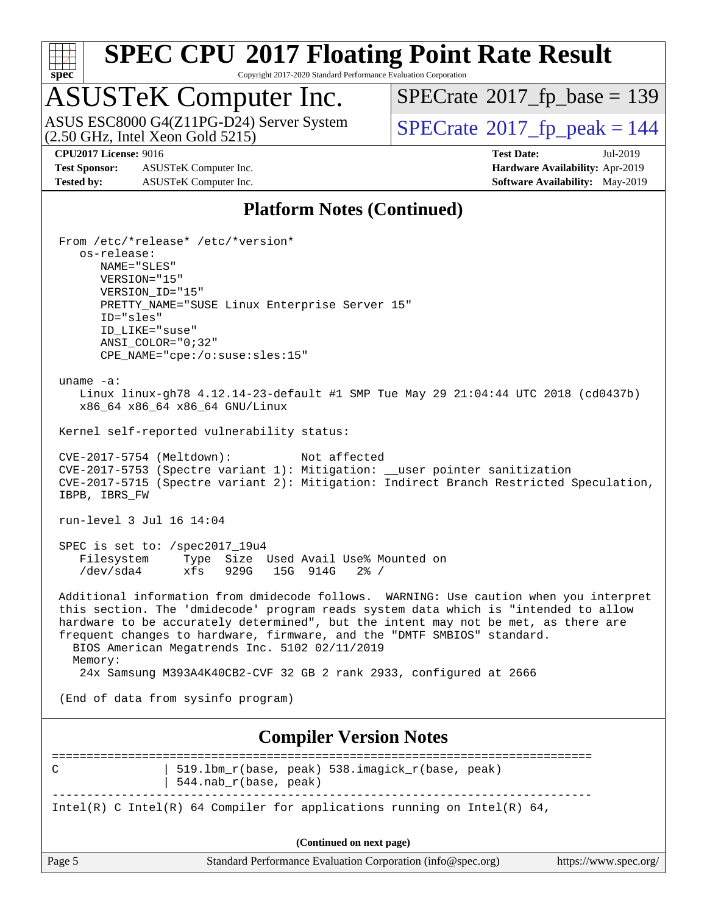# SPEC CPU 2017 Floating Point Rate Result

Copyright 2017-2020 Standard Performance Evaluation Corporation

## ASUSTeK Computer Inc.

ASUS ESC8000 G4(Z11PG-D24) Server System (2.50 GHz, Intel Xeon Gold 5215)

SPECrate 2017_fp_base = 139

SPECrate 2017_fp_peak = 144

**CPU2017 License:** 9016
**Test Sponsor:** ASUSTeK Computer Inc.
**Tested by:** ASUSTeK Computer Inc.

**Test Date:** Jul-2019
**Hardware Availability:** Apr-2019
**Software Availability:** May-2019

## Platform Notes (Continued)

```
From /etc/*release* /etc/*version*
   os-release:
      NAME="SLES"
      VERSION="15"
      VERSION_ID="15"
      PRETTY_NAME="SUSE Linux Enterprise Server 15"
      ID="sles"
      ID_LIKE="suse"
      ANSI_COLOR="0;32"
      CPE_NAME="cpe:/o:suse:sles:15"

uname -a:
   Linux linux-gh78 4.12.14-23-default #1 SMP Tue May 29 21:04:44 UTC 2018 (cd0437b)
   x86_64 x86_64 x86_64 GNU/Linux

Kernel self-reported vulnerability status:

CVE-2017-5754 (Meltdown):          Not affected
CVE-2017-5753 (Spectre variant 1): Mitigation: __user pointer sanitization
CVE-2017-5715 (Spectre variant 2): Mitigation: Indirect Branch Restricted Speculation,
IBPB, IBRS_FW

run-level 3 Jul 16 14:04

SPEC is set to: /spec2017_19u4
   Filesystem     Type  Size  Used Avail Use% Mounted on
   /dev/sda4      xfs   929G   15G  914G   2% /

Additional information from dmidecode follows.  WARNING: Use caution when you interpret
this section. The 'dmidecode' program reads system data which is "intended to allow
hardware to be accurately determined", but the intent may not be met, as there are
frequent changes to hardware, firmware, and the "DMTF SMBIOS" standard.
  BIOS American Megatrends Inc. 5102 02/11/2019
  Memory:
   24x Samsung M393A4K40CB2-CVF 32 GB 2 rank 2933, configured at 2666

(End of data from sysinfo program)
```

## Compiler Version Notes

```
==============================================================================
C               | 519.lbm_r(base, peak) 538.imagick_r(base, peak)
                | 544.nab_r(base, peak)
------------------------------------------------------------------------------
Intel(R) C Intel(R) 64 Compiler for applications running on Intel(R) 64,
```

(Continued on next page)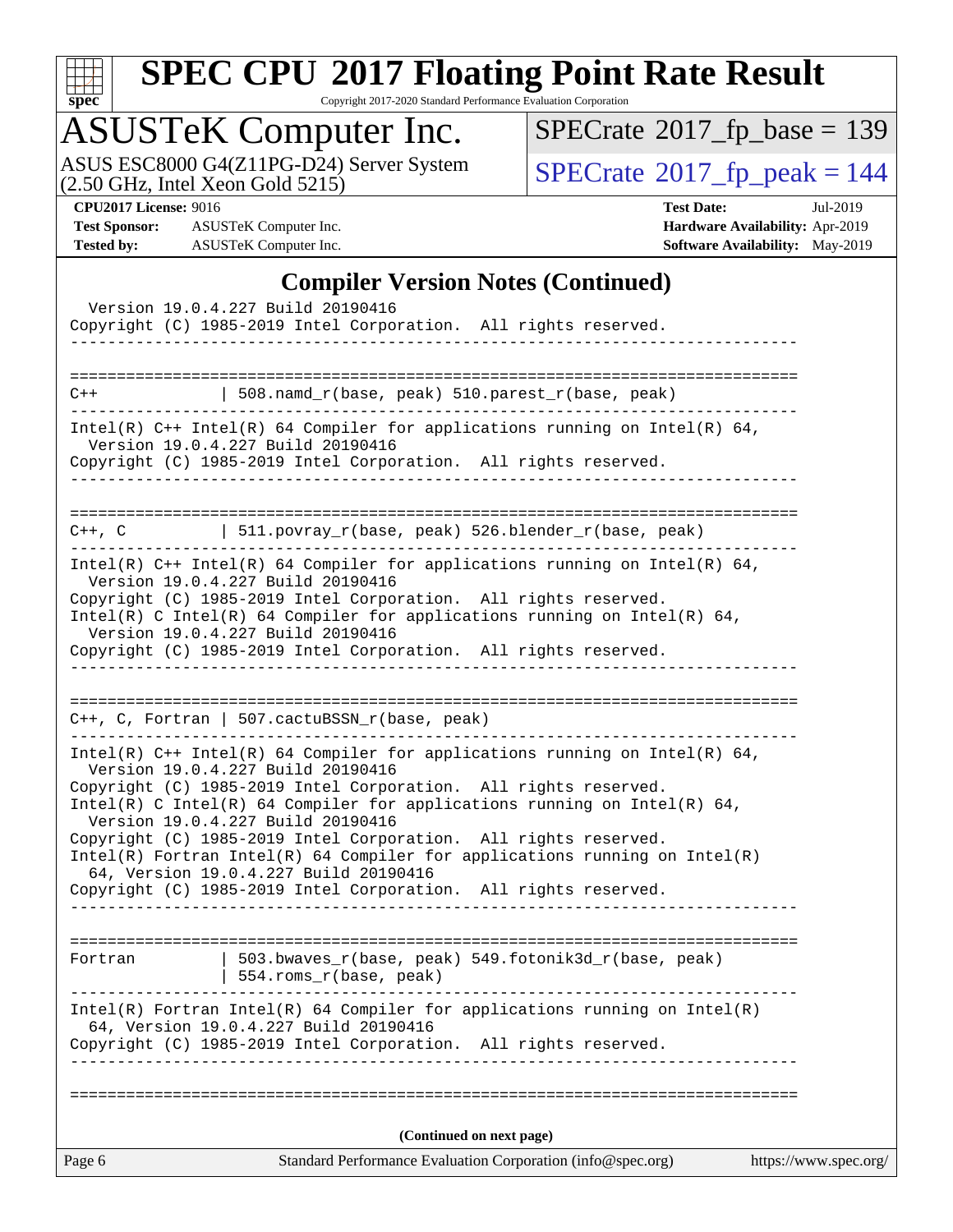# SPEC CPU 2017 Floating Point Rate Result

Copyright 2017-2020 Standard Performance Evaluation Corporation

## ASUSTeK Computer Inc.

ASUS ESC8000 G4(Z11PG-D24) Server System (2.50 GHz, Intel Xeon Gold 5215)

SPECrate 2017_fp_base = 139

SPECrate 2017_fp_peak = 144

**CPU2017 License:** 9016
**Test Sponsor:** ASUSTeK Computer Inc.
**Tested by:** ASUSTeK Computer Inc.

**Test Date:** Jul-2019
**Hardware Availability:** Apr-2019
**Software Availability:** May-2019

### Compiler Version Notes (Continued)

```
  Version 19.0.4.227 Build 20190416
Copyright (C) 1985-2019 Intel Corporation.  All rights reserved.
------------------------------------------------------------------------------

==============================================================================
C++             | 508.namd_r(base, peak) 510.parest_r(base, peak)
------------------------------------------------------------------------------
Intel(R) C++ Intel(R) 64 Compiler for applications running on Intel(R) 64,
  Version 19.0.4.227 Build 20190416
Copyright (C) 1985-2019 Intel Corporation.  All rights reserved.
------------------------------------------------------------------------------

==============================================================================
C++, C          | 511.povray_r(base, peak) 526.blender_r(base, peak)
------------------------------------------------------------------------------
Intel(R) C++ Intel(R) 64 Compiler for applications running on Intel(R) 64,
  Version 19.0.4.227 Build 20190416
Copyright (C) 1985-2019 Intel Corporation.  All rights reserved.
Intel(R) C Intel(R) 64 Compiler for applications running on Intel(R) 64,
  Version 19.0.4.227 Build 20190416
Copyright (C) 1985-2019 Intel Corporation.  All rights reserved.
------------------------------------------------------------------------------

==============================================================================
C++, C, Fortran | 507.cactuBSSN_r(base, peak)
------------------------------------------------------------------------------
Intel(R) C++ Intel(R) 64 Compiler for applications running on Intel(R) 64,
  Version 19.0.4.227 Build 20190416
Copyright (C) 1985-2019 Intel Corporation.  All rights reserved.
Intel(R) C Intel(R) 64 Compiler for applications running on Intel(R) 64,
  Version 19.0.4.227 Build 20190416
Copyright (C) 1985-2019 Intel Corporation.  All rights reserved.
Intel(R) Fortran Intel(R) 64 Compiler for applications running on Intel(R)
  64, Version 19.0.4.227 Build 20190416
Copyright (C) 1985-2019 Intel Corporation.  All rights reserved.
------------------------------------------------------------------------------

==============================================================================
Fortran         | 503.bwaves_r(base, peak) 549.fotonik3d_r(base, peak)
                | 554.roms_r(base, peak)
------------------------------------------------------------------------------
Intel(R) Fortran Intel(R) 64 Compiler for applications running on Intel(R)
  64, Version 19.0.4.227 Build 20190416
Copyright (C) 1985-2019 Intel Corporation.  All rights reserved.
------------------------------------------------------------------------------

==============================================================================
```

(Continued on next page)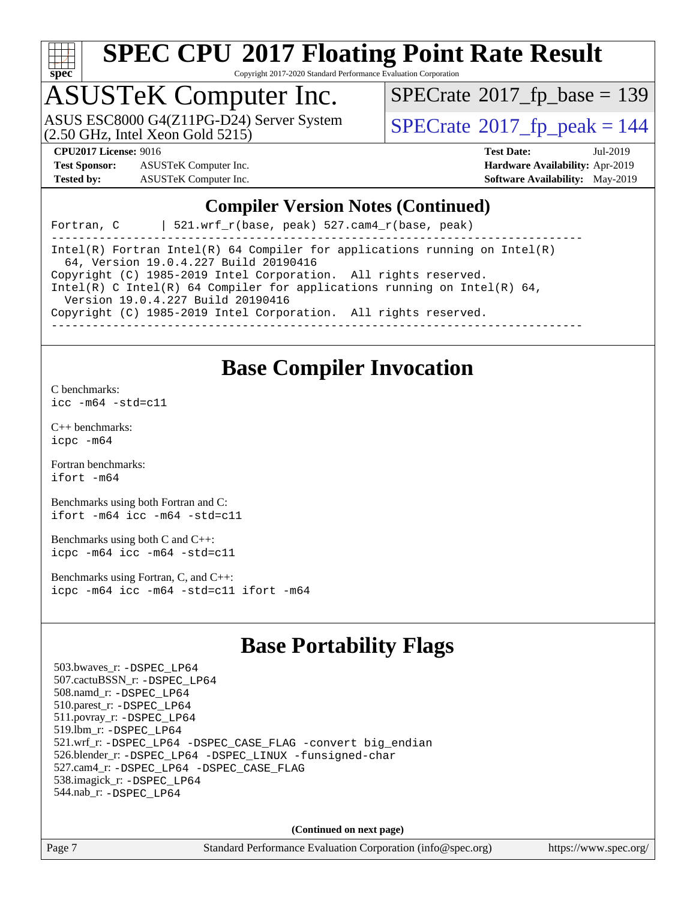# SPEC CPU 2017 Floating Point Rate Result

Copyright 2017-2020 Standard Performance Evaluation Corporation

## ASUSTeK Computer Inc.

ASUS ESC8000 G4(Z11PG-D24) Server System (2.50 GHz, Intel Xeon Gold 5215)

SPECrate 2017_fp_base = 139

SPECrate 2017_fp_peak = 144

**CPU2017 License:** 9016
**Test Sponsor:** ASUSTeK Computer Inc.
**Tested by:** ASUSTeK Computer Inc.
**Test Date:** Jul-2019
**Hardware Availability:** Apr-2019
**Software Availability:** May-2019

## Compiler Version Notes (Continued)

```
Fortran, C       | 521.wrf_r(base, peak) 527.cam4_r(base, peak)
------------------------------------------------------------------------------
Intel(R) Fortran Intel(R) 64 Compiler for applications running on Intel(R)
  64, Version 19.0.4.227 Build 20190416
Copyright (C) 1985-2019 Intel Corporation.  All rights reserved.
Intel(R) C Intel(R) 64 Compiler for applications running on Intel(R) 64,
  Version 19.0.4.227 Build 20190416
Copyright (C) 1985-2019 Intel Corporation.  All rights reserved.
------------------------------------------------------------------------------
```

## Base Compiler Invocation

C benchmarks:
`icc -m64 -std=c11`

C++ benchmarks:
`icpc -m64`

Fortran benchmarks:
`ifort -m64`

Benchmarks using both Fortran and C:
`ifort -m64 icc -m64 -std=c11`

Benchmarks using both C and C++:
`icpc -m64 icc -m64 -std=c11`

Benchmarks using Fortran, C, and C++:
`icpc -m64 icc -m64 -std=c11 ifort -m64`

## Base Portability Flags

503.bwaves_r: `-DSPEC_LP64`
507.cactuBSSN_r: `-DSPEC_LP64`
508.namd_r: `-DSPEC_LP64`
510.parest_r: `-DSPEC_LP64`
511.povray_r: `-DSPEC_LP64`
519.lbm_r: `-DSPEC_LP64`
521.wrf_r: `-DSPEC_LP64 -DSPEC_CASE_FLAG -convert big_endian`
526.blender_r: `-DSPEC_LP64 -DSPEC_LINUX -funsigned-char`
527.cam4_r: `-DSPEC_LP64 -DSPEC_CASE_FLAG`
538.imagick_r: `-DSPEC_LP64`
544.nab_r: `-DSPEC_LP64`

**(Continued on next page)**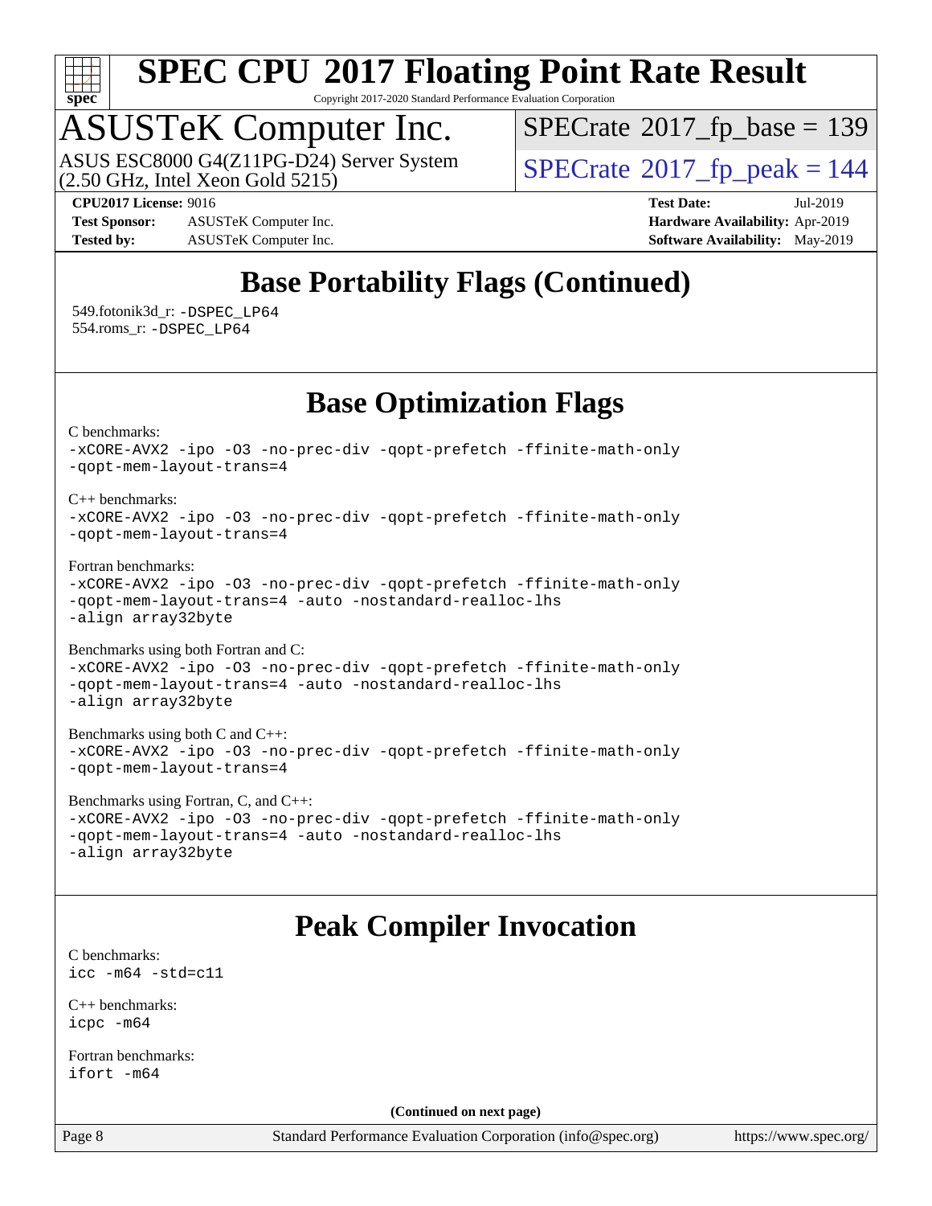## Base Portability Flags (Continued)

549.fotonik3d_r: `-DSPEC_LP64`
554.roms_r: `-DSPEC_LP64`

## Base Optimization Flags

C benchmarks:
```
-xCORE-AVX2 -ipo -O3 -no-prec-div -qopt-prefetch -ffinite-math-only
-qopt-mem-layout-trans=4
```

C++ benchmarks:
```
-xCORE-AVX2 -ipo -O3 -no-prec-div -qopt-prefetch -ffinite-math-only
-qopt-mem-layout-trans=4
```

Fortran benchmarks:
```
-xCORE-AVX2 -ipo -O3 -no-prec-div -qopt-prefetch -ffinite-math-only
-qopt-mem-layout-trans=4 -auto -nostandard-realloc-lhs
-align array32byte
```

Benchmarks using both Fortran and C:
```
-xCORE-AVX2 -ipo -O3 -no-prec-div -qopt-prefetch -ffinite-math-only
-qopt-mem-layout-trans=4 -auto -nostandard-realloc-lhs
-align array32byte
```

Benchmarks using both C and C++:
```
-xCORE-AVX2 -ipo -O3 -no-prec-div -qopt-prefetch -ffinite-math-only
-qopt-mem-layout-trans=4
```

Benchmarks using Fortran, C, and C++:
```
-xCORE-AVX2 -ipo -O3 -no-prec-div -qopt-prefetch -ffinite-math-only
-qopt-mem-layout-trans=4 -auto -nostandard-realloc-lhs
-align array32byte
```

## Peak Compiler Invocation

C benchmarks:
```
icc -m64 -std=c11
```

C++ benchmarks:
```
icpc -m64
```

Fortran benchmarks:
```
ifort -m64
```

**(Continued on next page)**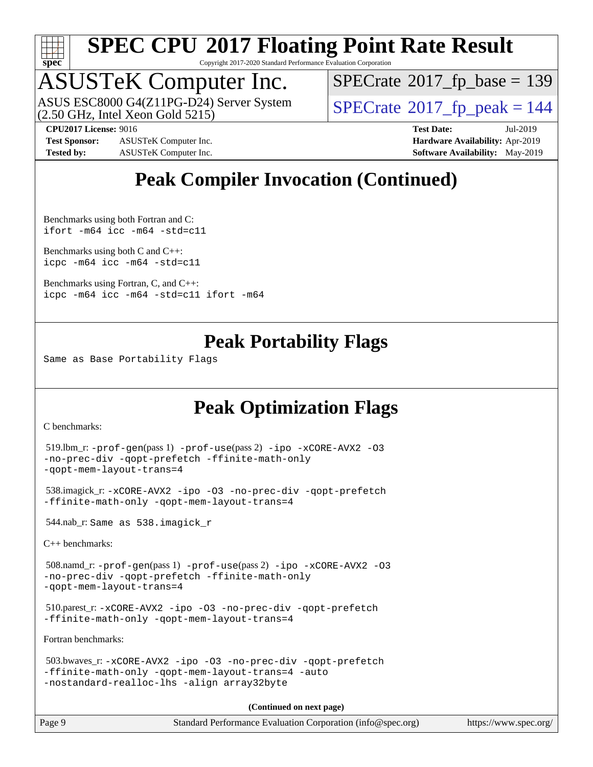# Peak Compiler Invocation (Continued)

Benchmarks using both Fortran and C:
`ifort -m64 icc -m64 -std=c11`

Benchmarks using both C and C++:
`icpc -m64 icc -m64 -std=c11`

Benchmarks using Fortran, C, and C++:
`icpc -m64 icc -m64 -std=c11 ifort -m64`

# Peak Portability Flags

Same as Base Portability Flags

# Peak Optimization Flags

C benchmarks:

519.lbm_r: `-prof-gen`(pass 1) `-prof-use`(pass 2) `-ipo -xCORE-AVX2 -O3 -no-prec-div -qopt-prefetch -ffinite-math-only -qopt-mem-layout-trans=4`

538.imagick_r: `-xCORE-AVX2 -ipo -O3 -no-prec-div -qopt-prefetch -ffinite-math-only -qopt-mem-layout-trans=4`

544.nab_r: `Same as 538.imagick_r`

C++ benchmarks:

508.namd_r: `-prof-gen`(pass 1) `-prof-use`(pass 2) `-ipo -xCORE-AVX2 -O3 -no-prec-div -qopt-prefetch -ffinite-math-only -qopt-mem-layout-trans=4`

510.parest_r: `-xCORE-AVX2 -ipo -O3 -no-prec-div -qopt-prefetch -ffinite-math-only -qopt-mem-layout-trans=4`

Fortran benchmarks:

503.bwaves_r: `-xCORE-AVX2 -ipo -O3 -no-prec-div -qopt-prefetch -ffinite-math-only -qopt-mem-layout-trans=4 -auto -nostandard-realloc-lhs -align array32byte`

**(Continued on next page)**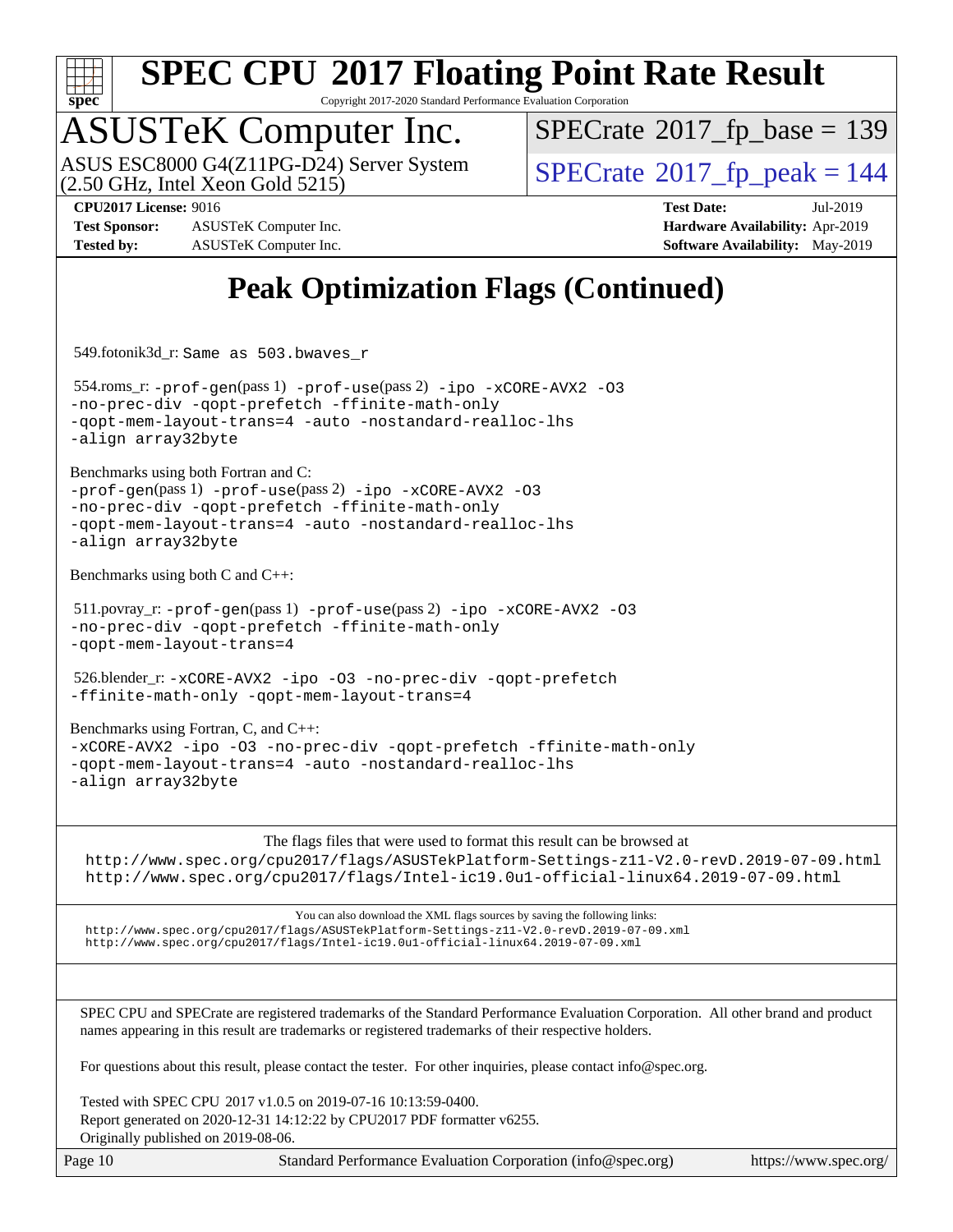# Peak Optimization Flags (Continued)

549.fotonik3d_r: Same as 503.bwaves_r

554.roms_r: -prof-gen(pass 1) -prof-use(pass 2) -ipo -xCORE-AVX2 -O3 -no-prec-div -qopt-prefetch -ffinite-math-only -qopt-mem-layout-trans=4 -auto -nostandard-realloc-lhs -align array32byte

Benchmarks using both Fortran and C:
-prof-gen(pass 1) -prof-use(pass 2) -ipo -xCORE-AVX2 -O3 -no-prec-div -qopt-prefetch -ffinite-math-only -qopt-mem-layout-trans=4 -auto -nostandard-realloc-lhs -align array32byte

Benchmarks using both C and C++:

511.povray_r: -prof-gen(pass 1) -prof-use(pass 2) -ipo -xCORE-AVX2 -O3 -no-prec-div -qopt-prefetch -ffinite-math-only -qopt-mem-layout-trans=4

526.blender_r: -xCORE-AVX2 -ipo -O3 -no-prec-div -qopt-prefetch -ffinite-math-only -qopt-mem-layout-trans=4

Benchmarks using Fortran, C, and C++:
-xCORE-AVX2 -ipo -O3 -no-prec-div -qopt-prefetch -ffinite-math-only -qopt-mem-layout-trans=4 -auto -nostandard-realloc-lhs -align array32byte

The flags files that were used to format this result can be browsed at
http://www.spec.org/cpu2017/flags/ASUSTekPlatform-Settings-z11-V2.0-revD.2019-07-09.html
http://www.spec.org/cpu2017/flags/Intel-ic19.0u1-official-linux64.2019-07-09.html

You can also download the XML flags sources by saving the following links:
http://www.spec.org/cpu2017/flags/ASUSTekPlatform-Settings-z11-V2.0-revD.2019-07-09.xml
http://www.spec.org/cpu2017/flags/Intel-ic19.0u1-official-linux64.2019-07-09.xml

SPEC CPU and SPECrate are registered trademarks of the Standard Performance Evaluation Corporation. All other brand and product names appearing in this result are trademarks or registered trademarks of their respective holders.

For questions about this result, please contact the tester. For other inquiries, please contact info@spec.org.

Tested with SPEC CPU 2017 v1.0.5 on 2019-07-16 10:13:59-0400.
Report generated on 2020-12-31 14:12:22 by CPU2017 PDF formatter v6255.
Originally published on 2019-08-06.